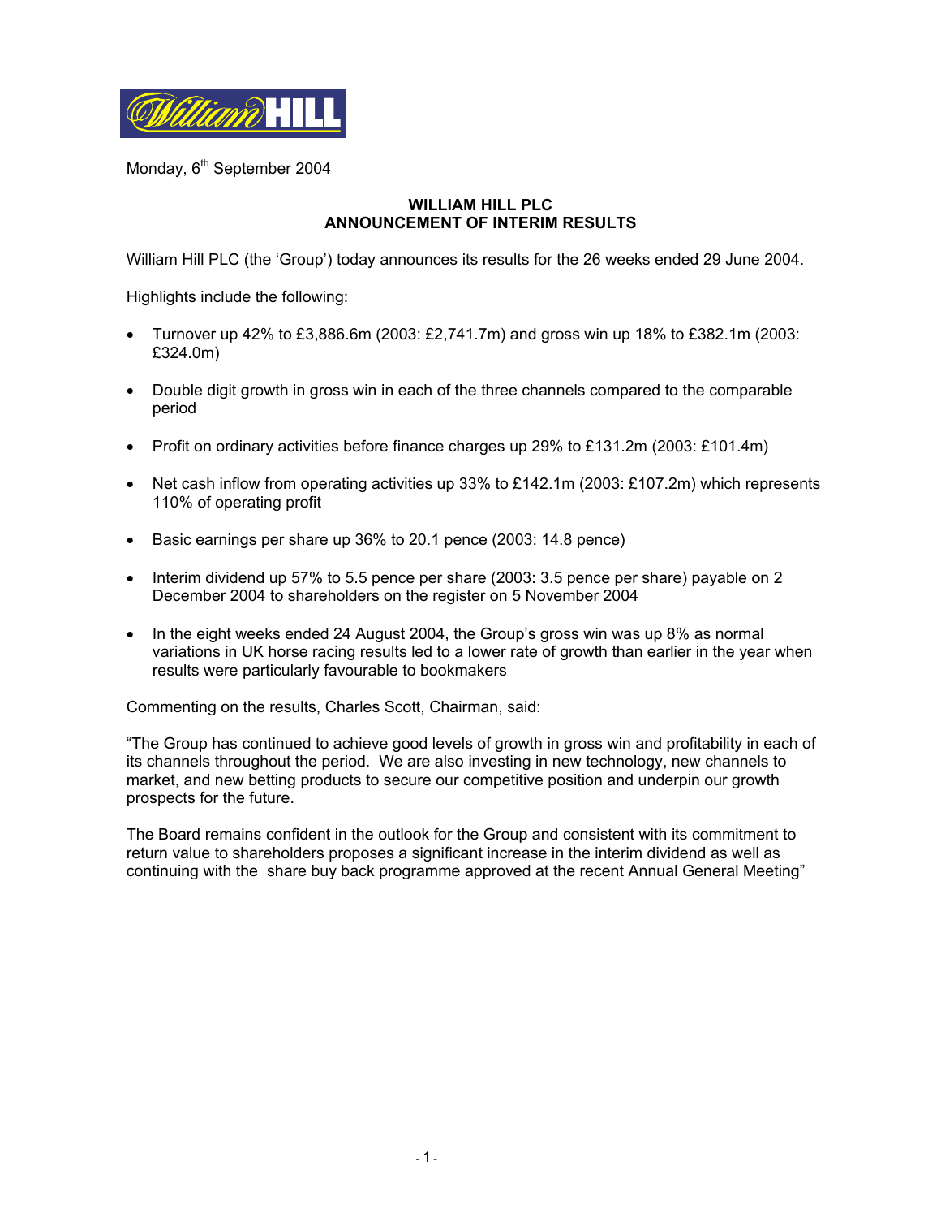William HILL

Monday, 6th September 2004

**WILLIAM HILL PLC**
**ANNOUNCEMENT OF INTERIM RESULTS**

William Hill PLC (the 'Group') today announces its results for the 26 weeks ended 29 June 2004.

Highlights include the following:

- Turnover up 42% to £3,886.6m (2003: £2,741.7m) and gross win up 18% to £382.1m (2003: £324.0m)
- Double digit growth in gross win in each of the three channels compared to the comparable period
- Profit on ordinary activities before finance charges up 29% to £131.2m (2003: £101.4m)
- Net cash inflow from operating activities up 33% to £142.1m (2003: £107.2m) which represents 110% of operating profit
- Basic earnings per share up 36% to 20.1 pence (2003: 14.8 pence)
- Interim dividend up 57% to 5.5 pence per share (2003: 3.5 pence per share) payable on 2 December 2004 to shareholders on the register on 5 November 2004
- In the eight weeks ended 24 August 2004, the Group's gross win was up 8% as normal variations in UK horse racing results led to a lower rate of growth than earlier in the year when results were particularly favourable to bookmakers

Commenting on the results, Charles Scott, Chairman, said:

"The Group has continued to achieve good levels of growth in gross win and profitability in each of its channels throughout the period. We are also investing in new technology, new channels to market, and new betting products to secure our competitive position and underpin our growth prospects for the future.

The Board remains confident in the outlook for the Group and consistent with its commitment to return value to shareholders proposes a significant increase in the interim dividend as well as continuing with the share buy back programme approved at the recent Annual General Meeting"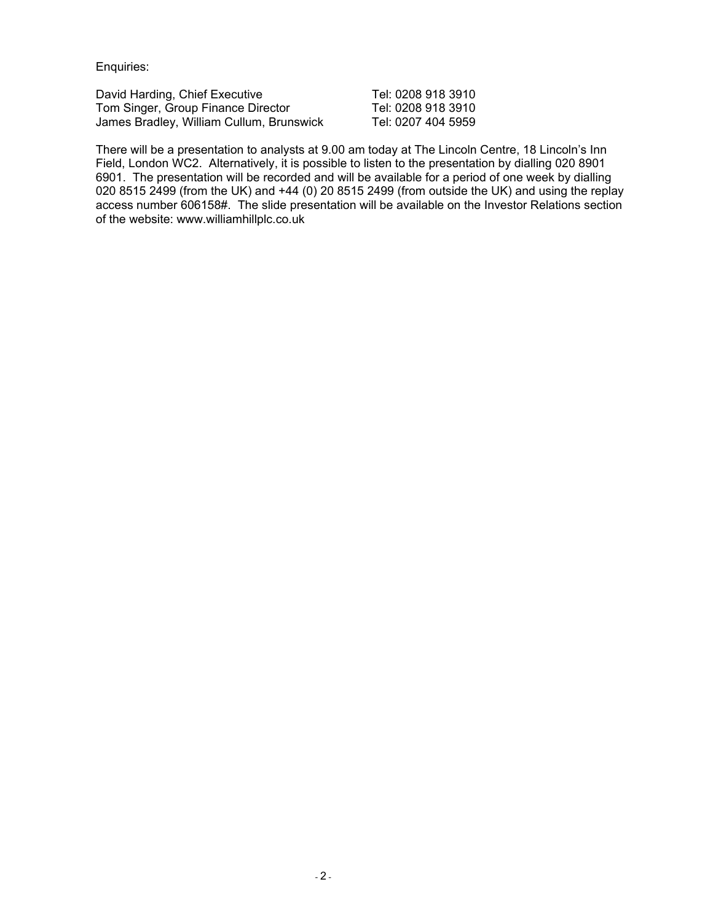Enquiries:

| | |
|---|---|
| David Harding, Chief Executive | Tel: 0208 918 3910 |
| Tom Singer, Group Finance Director | Tel: 0208 918 3910 |
| James Bradley, William Cullum, Brunswick | Tel: 0207 404 5959 |

There will be a presentation to analysts at 9.00 am today at The Lincoln Centre, 18 Lincoln's Inn Field, London WC2. Alternatively, it is possible to listen to the presentation by dialling 020 8901 6901. The presentation will be recorded and will be available for a period of one week by dialling 020 8515 2499 (from the UK) and +44 (0) 20 8515 2499 (from outside the UK) and using the replay access number 606158#. The slide presentation will be available on the Investor Relations section of the website: www.williamhillplc.co.uk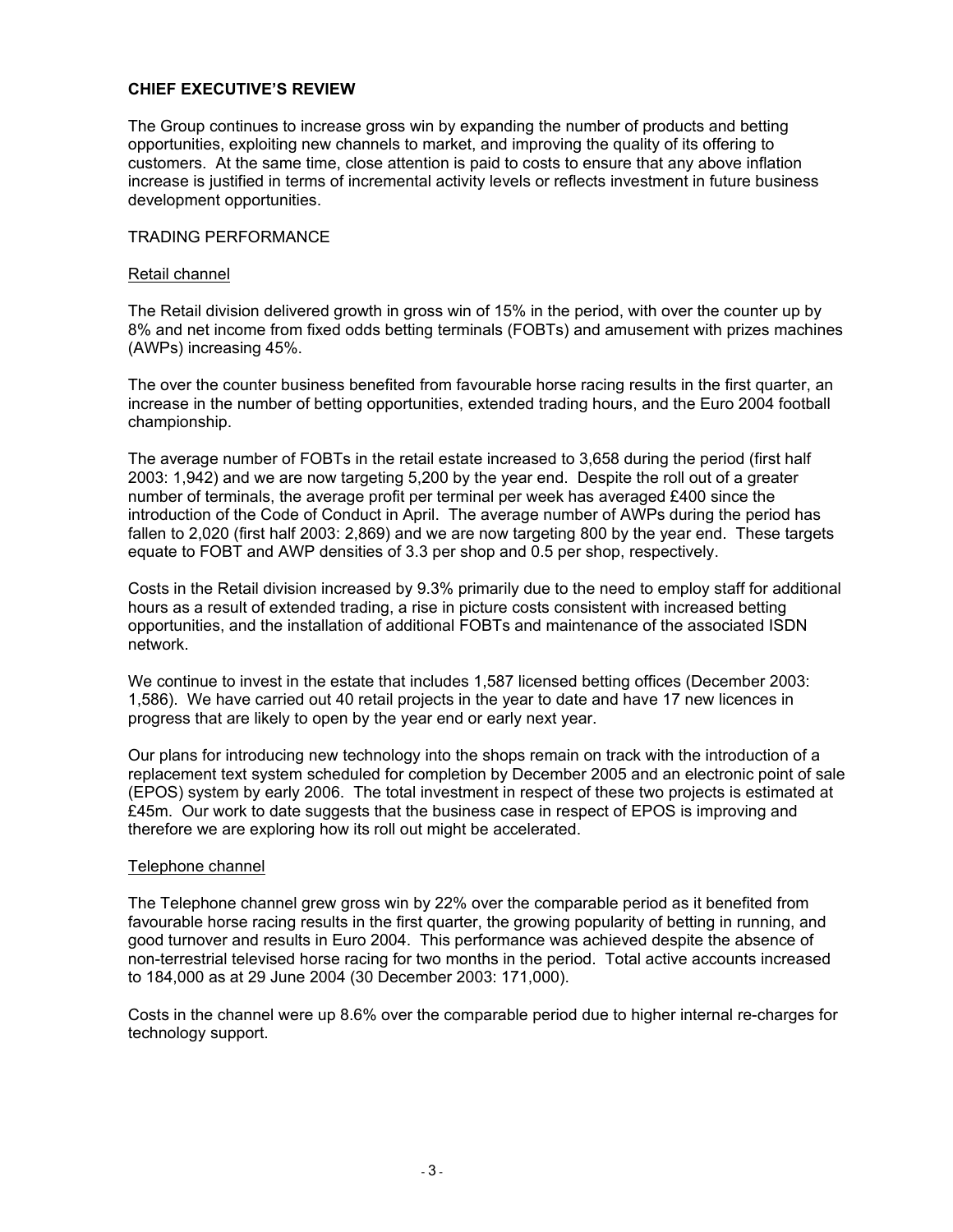## CHIEF EXECUTIVE'S REVIEW

The Group continues to increase gross win by expanding the number of products and betting opportunities, exploiting new channels to market, and improving the quality of its offering to customers. At the same time, close attention is paid to costs to ensure that any above inflation increase is justified in terms of incremental activity levels or reflects investment in future business development opportunities.

### TRADING PERFORMANCE

#### Retail channel

The Retail division delivered growth in gross win of 15% in the period, with over the counter up by 8% and net income from fixed odds betting terminals (FOBTs) and amusement with prizes machines (AWPs) increasing 45%.

The over the counter business benefited from favourable horse racing results in the first quarter, an increase in the number of betting opportunities, extended trading hours, and the Euro 2004 football championship.

The average number of FOBTs in the retail estate increased to 3,658 during the period (first half 2003: 1,942) and we are now targeting 5,200 by the year end. Despite the roll out of a greater number of terminals, the average profit per terminal per week has averaged £400 since the introduction of the Code of Conduct in April. The average number of AWPs during the period has fallen to 2,020 (first half 2003: 2,869) and we are now targeting 800 by the year end. These targets equate to FOBT and AWP densities of 3.3 per shop and 0.5 per shop, respectively.

Costs in the Retail division increased by 9.3% primarily due to the need to employ staff for additional hours as a result of extended trading, a rise in picture costs consistent with increased betting opportunities, and the installation of additional FOBTs and maintenance of the associated ISDN network.

We continue to invest in the estate that includes 1,587 licensed betting offices (December 2003: 1,586). We have carried out 40 retail projects in the year to date and have 17 new licences in progress that are likely to open by the year end or early next year.

Our plans for introducing new technology into the shops remain on track with the introduction of a replacement text system scheduled for completion by December 2005 and an electronic point of sale (EPOS) system by early 2006. The total investment in respect of these two projects is estimated at £45m. Our work to date suggests that the business case in respect of EPOS is improving and therefore we are exploring how its roll out might be accelerated.

#### Telephone channel

The Telephone channel grew gross win by 22% over the comparable period as it benefited from favourable horse racing results in the first quarter, the growing popularity of betting in running, and good turnover and results in Euro 2004. This performance was achieved despite the absence of non-terrestrial televised horse racing for two months in the period. Total active accounts increased to 184,000 as at 29 June 2004 (30 December 2003: 171,000).

Costs in the channel were up 8.6% over the comparable period due to higher internal re-charges for technology support.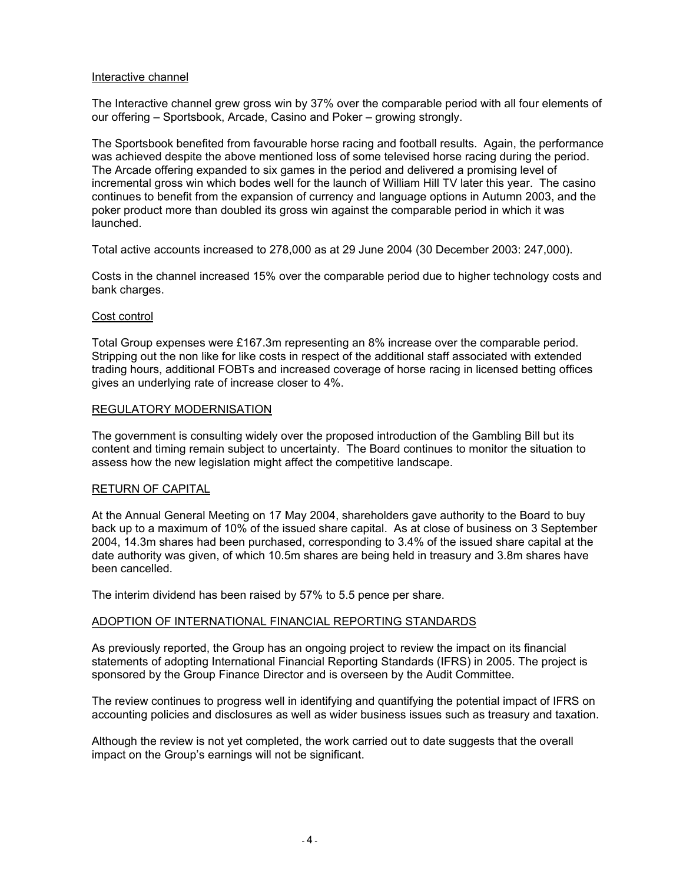Interactive channel

The Interactive channel grew gross win by 37% over the comparable period with all four elements of our offering – Sportsbook, Arcade, Casino and Poker – growing strongly.

The Sportsbook benefited from favourable horse racing and football results. Again, the performance was achieved despite the above mentioned loss of some televised horse racing during the period. The Arcade offering expanded to six games in the period and delivered a promising level of incremental gross win which bodes well for the launch of William Hill TV later this year. The casino continues to benefit from the expansion of currency and language options in Autumn 2003, and the poker product more than doubled its gross win against the comparable period in which it was launched.

Total active accounts increased to 278,000 as at 29 June 2004 (30 December 2003: 247,000).

Costs in the channel increased 15% over the comparable period due to higher technology costs and bank charges.

Cost control

Total Group expenses were £167.3m representing an 8% increase over the comparable period. Stripping out the non like for like costs in respect of the additional staff associated with extended trading hours, additional FOBTs and increased coverage of horse racing in licensed betting offices gives an underlying rate of increase closer to 4%.

## REGULATORY MODERNISATION

The government is consulting widely over the proposed introduction of the Gambling Bill but its content and timing remain subject to uncertainty. The Board continues to monitor the situation to assess how the new legislation might affect the competitive landscape.

## RETURN OF CAPITAL

At the Annual General Meeting on 17 May 2004, shareholders gave authority to the Board to buy back up to a maximum of 10% of the issued share capital. As at close of business on 3 September 2004, 14.3m shares had been purchased, corresponding to 3.4% of the issued share capital at the date authority was given, of which 10.5m shares are being held in treasury and 3.8m shares have been cancelled.

The interim dividend has been raised by 57% to 5.5 pence per share.

## ADOPTION OF INTERNATIONAL FINANCIAL REPORTING STANDARDS

As previously reported, the Group has an ongoing project to review the impact on its financial statements of adopting International Financial Reporting Standards (IFRS) in 2005. The project is sponsored by the Group Finance Director and is overseen by the Audit Committee.

The review continues to progress well in identifying and quantifying the potential impact of IFRS on accounting policies and disclosures as well as wider business issues such as treasury and taxation.

Although the review is not yet completed, the work carried out to date suggests that the overall impact on the Group's earnings will not be significant.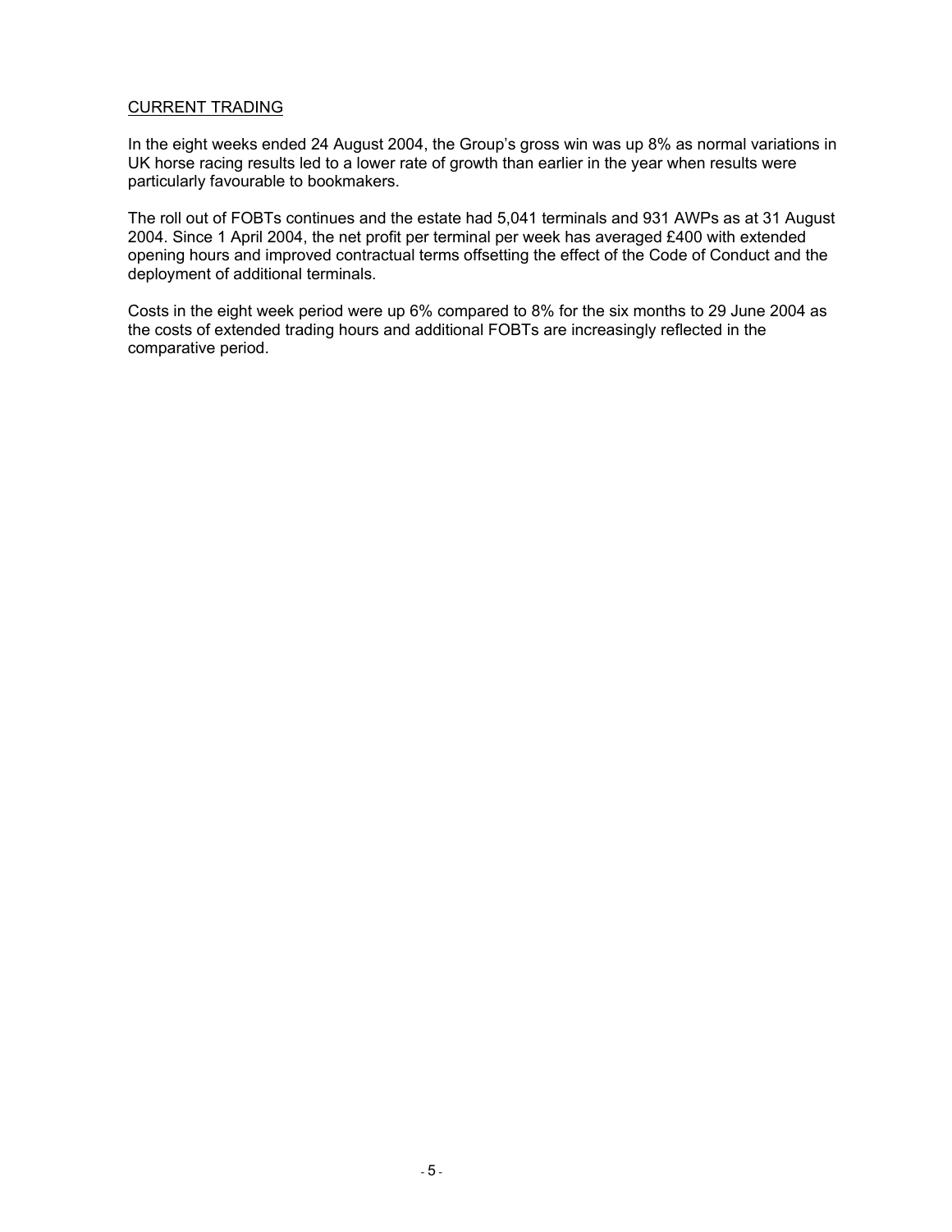## CURRENT TRADING

In the eight weeks ended 24 August 2004, the Group's gross win was up 8% as normal variations in UK horse racing results led to a lower rate of growth than earlier in the year when results were particularly favourable to bookmakers.

The roll out of FOBTs continues and the estate had 5,041 terminals and 931 AWPs as at 31 August 2004. Since 1 April 2004, the net profit per terminal per week has averaged £400 with extended opening hours and improved contractual terms offsetting the effect of the Code of Conduct and the deployment of additional terminals.

Costs in the eight week period were up 6% compared to 8% for the six months to 29 June 2004 as the costs of extended trading hours and additional FOBTs are increasingly reflected in the comparative period.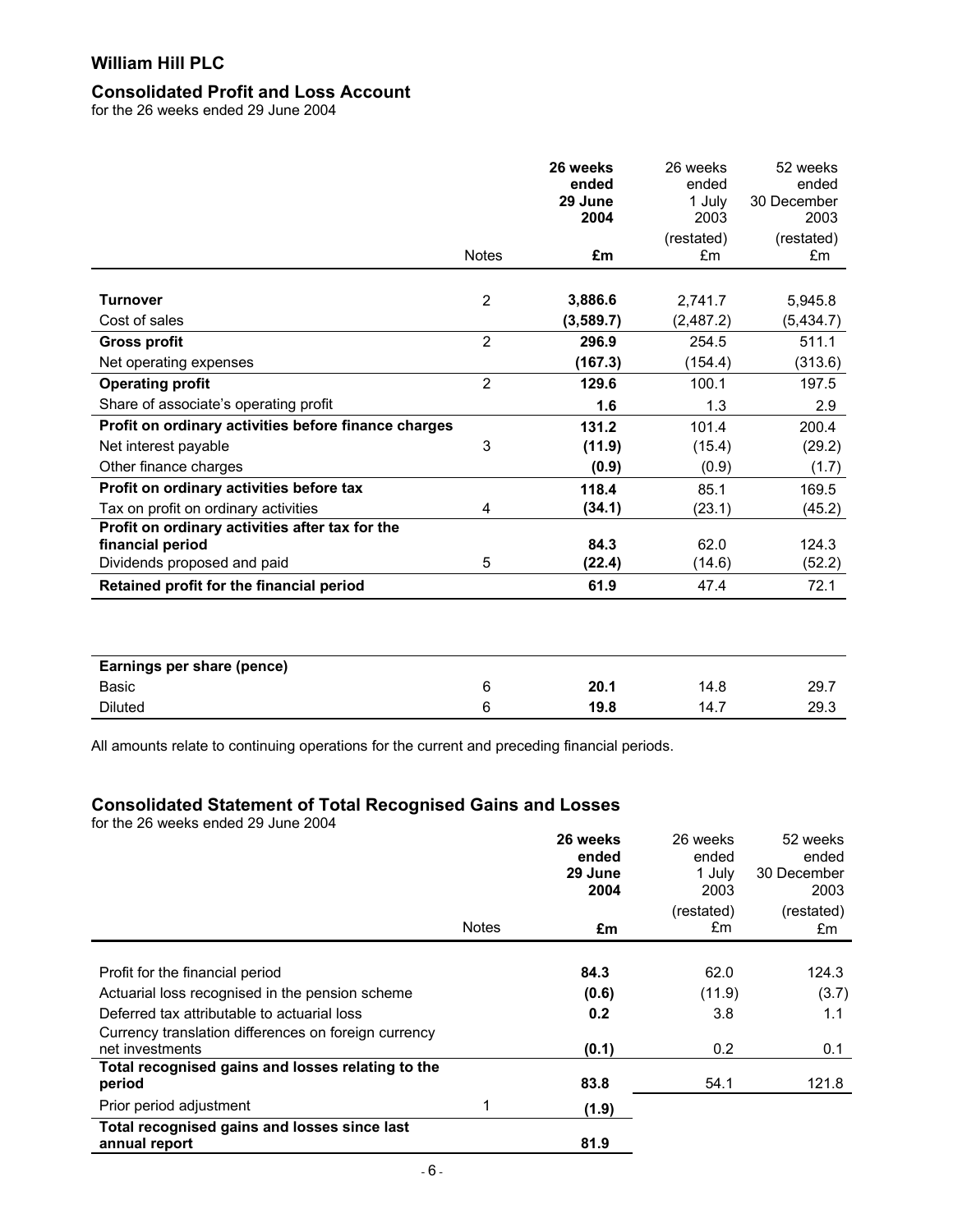# William Hill PLC

## Consolidated Profit and Loss Account

for the 26 weeks ended 29 June 2004

| | Notes | **26 weeks ended 29 June 2004 £m** | 26 weeks ended 1 July 2003 (restated) £m | 52 weeks ended 30 December 2003 (restated) £m |
|---|---|---|---|---|
| **Turnover** | 2 | **3,886.6** | 2,741.7 | 5,945.8 |
| Cost of sales | | **(3,589.7)** | (2,487.2) | (5,434.7) |
| **Gross profit** | 2 | **296.9** | 254.5 | 511.1 |
| Net operating expenses | | **(167.3)** | (154.4) | (313.6) |
| **Operating profit** | 2 | **129.6** | 100.1 | 197.5 |
| Share of associate's operating profit | | **1.6** | 1.3 | 2.9 |
| **Profit on ordinary activities before finance charges** | | **131.2** | 101.4 | 200.4 |
| Net interest payable | 3 | **(11.9)** | (15.4) | (29.2) |
| Other finance charges | | **(0.9)** | (0.9) | (1.7) |
| **Profit on ordinary activities before tax** | | **118.4** | 85.1 | 169.5 |
| Tax on profit on ordinary activities | 4 | **(34.1)** | (23.1) | (45.2) |
| **Profit on ordinary activities after tax for the financial period** | | **84.3** | 62.0 | 124.3 |
| Dividends proposed and paid | 5 | **(22.4)** | (14.6) | (52.2) |
| **Retained profit for the financial period** | | **61.9** | 47.4 | 72.1 |

| **Earnings per share (pence)** | | | | |
|---|---|---|---|---|
| Basic | 6 | **20.1** | 14.8 | 29.7 |
| Diluted | 6 | **19.8** | 14.7 | 29.3 |

All amounts relate to continuing operations for the current and preceding financial periods.

## Consolidated Statement of Total Recognised Gains and Losses

for the 26 weeks ended 29 June 2004

| | Notes | **26 weeks ended 29 June 2004 £m** | 26 weeks ended 1 July 2003 (restated) £m | 52 weeks ended 30 December 2003 (restated) £m |
|---|---|---|---|---|
| Profit for the financial period | | **84.3** | 62.0 | 124.3 |
| Actuarial loss recognised in the pension scheme | | **(0.6)** | (11.9) | (3.7) |
| Deferred tax attributable to actuarial loss | | **0.2** | 3.8 | 1.1 |
| Currency translation differences on foreign currency net investments | | **(0.1)** | 0.2 | 0.1 |
| **Total recognised gains and losses relating to the period** | | **83.8** | 54.1 | 121.8 |
| Prior period adjustment | 1 | **(1.9)** | | |
| **Total recognised gains and losses since last annual report** | | **81.9** | | |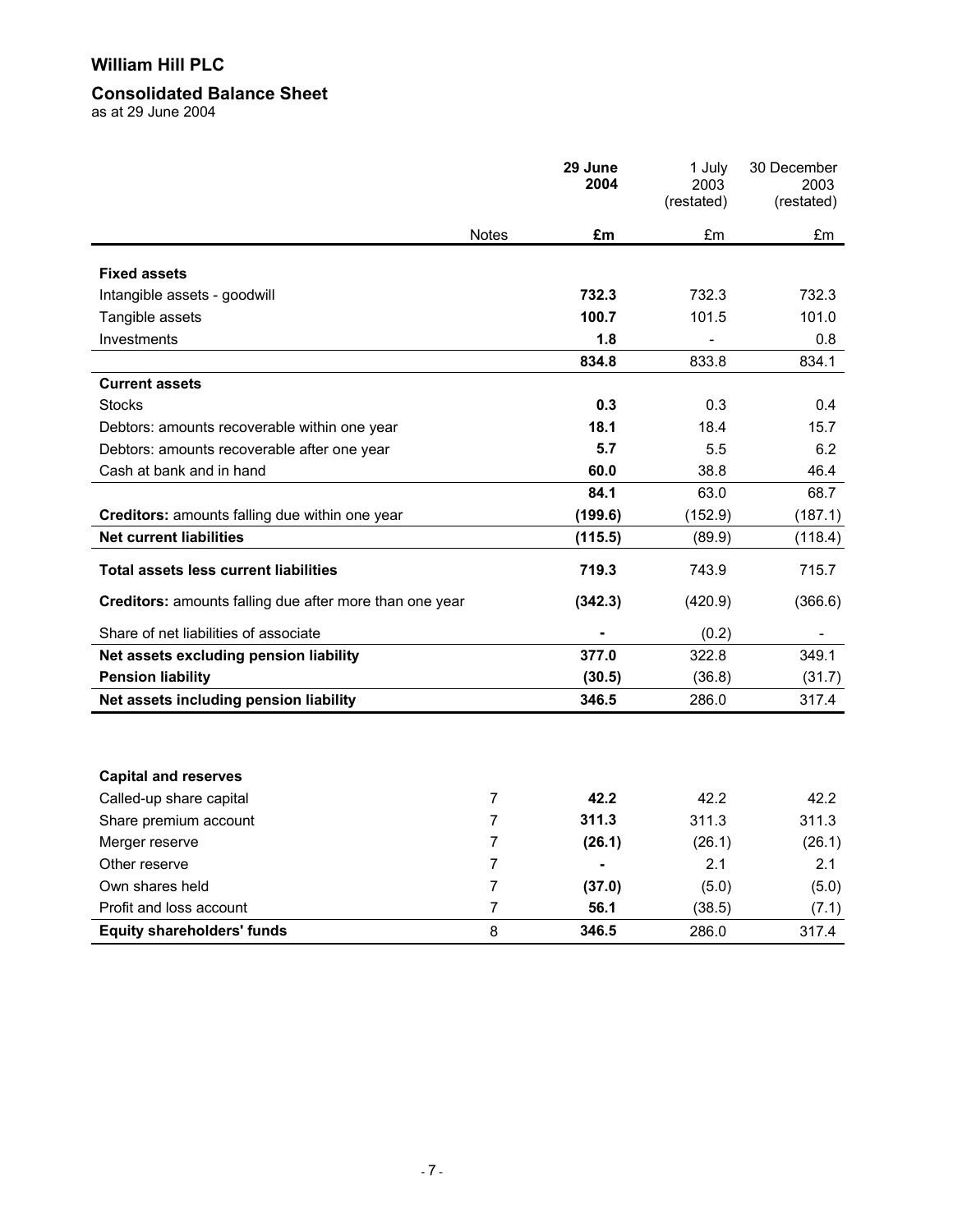# William Hill PLC

## Consolidated Balance Sheet

as at 29 June 2004

| | Notes | **29 June 2004** | 1 July 2003 (restated) | 30 December 2003 (restated) |
|---|---|---|---|---|
| | | **£m** | £m | £m |
| **Fixed assets** | | | | |
| Intangible assets - goodwill | | **732.3** | 732.3 | 732.3 |
| Tangible assets | | **100.7** | 101.5 | 101.0 |
| Investments | | **1.8** | - | 0.8 |
| | | **834.8** | 833.8 | 834.1 |
| **Current assets** | | | | |
| Stocks | | **0.3** | 0.3 | 0.4 |
| Debtors: amounts recoverable within one year | | **18.1** | 18.4 | 15.7 |
| Debtors: amounts recoverable after one year | | **5.7** | 5.5 | 6.2 |
| Cash at bank and in hand | | **60.0** | 38.8 | 46.4 |
| | | **84.1** | 63.0 | 68.7 |
| **Creditors:** amounts falling due within one year | | **(199.6)** | (152.9) | (187.1) |
| **Net current liabilities** | | **(115.5)** | (89.9) | (118.4) |
| **Total assets less current liabilities** | | **719.3** | 743.9 | 715.7 |
| **Creditors:** amounts falling due after more than one year | | **(342.3)** | (420.9) | (366.6) |
| Share of net liabilities of associate | | **-** | (0.2) | - |
| **Net assets excluding pension liability** | | **377.0** | 322.8 | 349.1 |
| **Pension liability** | | **(30.5)** | (36.8) | (31.7) |
| **Net assets including pension liability** | | **346.5** | 286.0 | 317.4 |
| | | | | |
| **Capital and reserves** | | | | |
| Called-up share capital | 7 | **42.2** | 42.2 | 42.2 |
| Share premium account | 7 | **311.3** | 311.3 | 311.3 |
| Merger reserve | 7 | **(26.1)** | (26.1) | (26.1) |
| Other reserve | 7 | **-** | 2.1 | 2.1 |
| Own shares held | 7 | **(37.0)** | (5.0) | (5.0) |
| Profit and loss account | 7 | **56.1** | (38.5) | (7.1) |
| **Equity shareholders' funds** | 8 | **346.5** | 286.0 | 317.4 |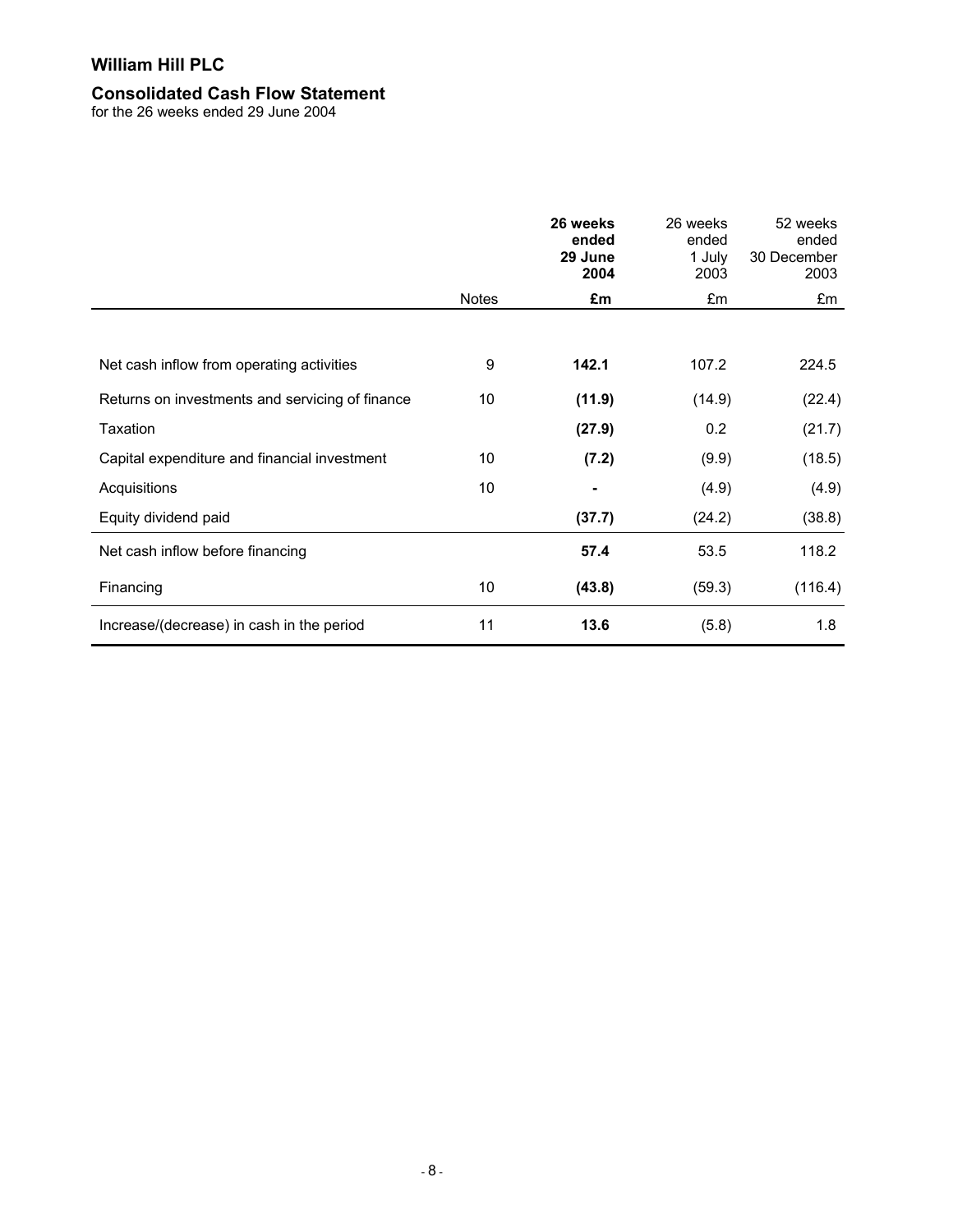# William Hill PLC

## Consolidated Cash Flow Statement

for the 26 weeks ended 29 June 2004

| | Notes | **26 weeks ended 29 June 2004** | 26 weeks ended 1 July 2003 | 52 weeks ended 30 December 2003 |
|---|---|---|---|---|
| | | **£m** | £m | £m |
| Net cash inflow from operating activities | 9 | **142.1** | 107.2 | 224.5 |
| Returns on investments and servicing of finance | 10 | **(11.9)** | (14.9) | (22.4) |
| Taxation | | **(27.9)** | 0.2 | (21.7) |
| Capital expenditure and financial investment | 10 | **(7.2)** | (9.9) | (18.5) |
| Acquisitions | 10 | **-** | (4.9) | (4.9) |
| Equity dividend paid | | **(37.7)** | (24.2) | (38.8) |
| Net cash inflow before financing | | **57.4** | 53.5 | 118.2 |
| Financing | 10 | **(43.8)** | (59.3) | (116.4) |
| Increase/(decrease) in cash in the period | 11 | **13.6** | (5.8) | 1.8 |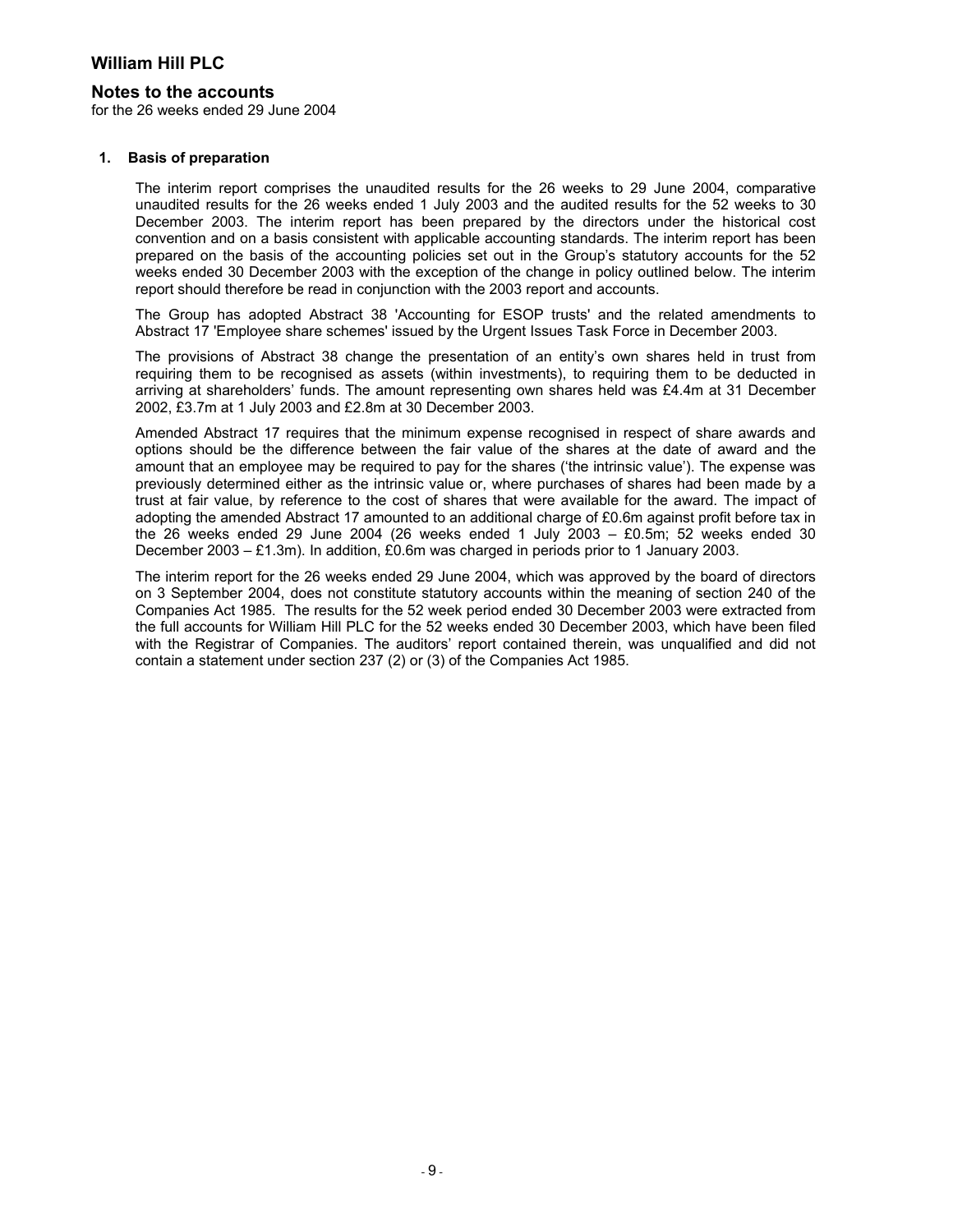# William Hill PLC

## Notes to the accounts

for the 26 weeks ended 29 June 2004

### 1. Basis of preparation

The interim report comprises the unaudited results for the 26 weeks to 29 June 2004, comparative unaudited results for the 26 weeks ended 1 July 2003 and the audited results for the 52 weeks to 30 December 2003. The interim report has been prepared by the directors under the historical cost convention and on a basis consistent with applicable accounting standards. The interim report has been prepared on the basis of the accounting policies set out in the Group's statutory accounts for the 52 weeks ended 30 December 2003 with the exception of the change in policy outlined below. The interim report should therefore be read in conjunction with the 2003 report and accounts.

The Group has adopted Abstract 38 'Accounting for ESOP trusts' and the related amendments to Abstract 17 'Employee share schemes' issued by the Urgent Issues Task Force in December 2003.

The provisions of Abstract 38 change the presentation of an entity's own shares held in trust from requiring them to be recognised as assets (within investments), to requiring them to be deducted in arriving at shareholders' funds. The amount representing own shares held was £4.4m at 31 December 2002, £3.7m at 1 July 2003 and £2.8m at 30 December 2003.

Amended Abstract 17 requires that the minimum expense recognised in respect of share awards and options should be the difference between the fair value of the shares at the date of award and the amount that an employee may be required to pay for the shares ('the intrinsic value'). The expense was previously determined either as the intrinsic value or, where purchases of shares had been made by a trust at fair value, by reference to the cost of shares that were available for the award. The impact of adopting the amended Abstract 17 amounted to an additional charge of £0.6m against profit before tax in the 26 weeks ended 29 June 2004 (26 weeks ended 1 July 2003 – £0.5m; 52 weeks ended 30 December 2003 – £1.3m). In addition, £0.6m was charged in periods prior to 1 January 2003.

The interim report for the 26 weeks ended 29 June 2004, which was approved by the board of directors on 3 September 2004, does not constitute statutory accounts within the meaning of section 240 of the Companies Act 1985. The results for the 52 week period ended 30 December 2003 were extracted from the full accounts for William Hill PLC for the 52 weeks ended 30 December 2003, which have been filed with the Registrar of Companies. The auditors' report contained therein, was unqualified and did not contain a statement under section 237 (2) or (3) of the Companies Act 1985.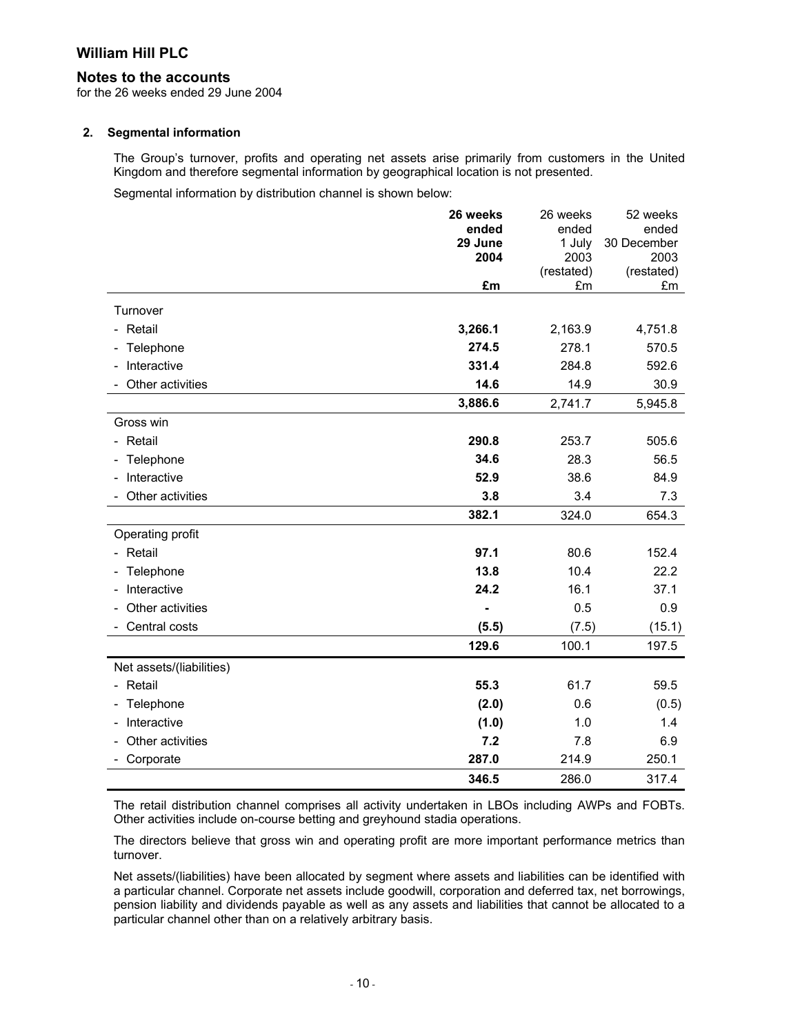# William Hill PLC

## Notes to the accounts

for the 26 weeks ended 29 June 2004

### 2. Segmental information

The Group's turnover, profits and operating net assets arise primarily from customers in the United Kingdom and therefore segmental information by geographical location is not presented.

Segmental information by distribution channel is shown below:

| | **26 weeks ended 29 June 2004** | 26 weeks ended 1 July 2003 (restated) | 52 weeks ended 30 December 2003 (restated) |
|---|---|---|---|
| | **£m** | £m | £m |
| Turnover | | | |
| - Retail | **3,266.1** | 2,163.9 | 4,751.8 |
| - Telephone | **274.5** | 278.1 | 570.5 |
| - Interactive | **331.4** | 284.8 | 592.6 |
| - Other activities | **14.6** | 14.9 | 30.9 |
| | **3,886.6** | 2,741.7 | 5,945.8 |
| Gross win | | | |
| - Retail | **290.8** | 253.7 | 505.6 |
| - Telephone | **34.6** | 28.3 | 56.5 |
| - Interactive | **52.9** | 38.6 | 84.9 |
| - Other activities | **3.8** | 3.4 | 7.3 |
| | **382.1** | 324.0 | 654.3 |
| Operating profit | | | |
| - Retail | **97.1** | 80.6 | 152.4 |
| - Telephone | **13.8** | 10.4 | 22.2 |
| - Interactive | **24.2** | 16.1 | 37.1 |
| - Other activities | **-** | 0.5 | 0.9 |
| - Central costs | **(5.5)** | (7.5) | (15.1) |
| | **129.6** | 100.1 | 197.5 |
| Net assets/(liabilities) | | | |
| - Retail | **55.3** | 61.7 | 59.5 |
| - Telephone | **(2.0)** | 0.6 | (0.5) |
| - Interactive | **(1.0)** | 1.0 | 1.4 |
| - Other activities | **7.2** | 7.8 | 6.9 |
| - Corporate | **287.0** | 214.9 | 250.1 |
| | **346.5** | 286.0 | 317.4 |

The retail distribution channel comprises all activity undertaken in LBOs including AWPs and FOBTs. Other activities include on-course betting and greyhound stadia operations.

The directors believe that gross win and operating profit are more important performance metrics than turnover.

Net assets/(liabilities) have been allocated by segment where assets and liabilities can be identified with a particular channel. Corporate net assets include goodwill, corporation and deferred tax, net borrowings, pension liability and dividends payable as well as any assets and liabilities that cannot be allocated to a particular channel other than on a relatively arbitrary basis.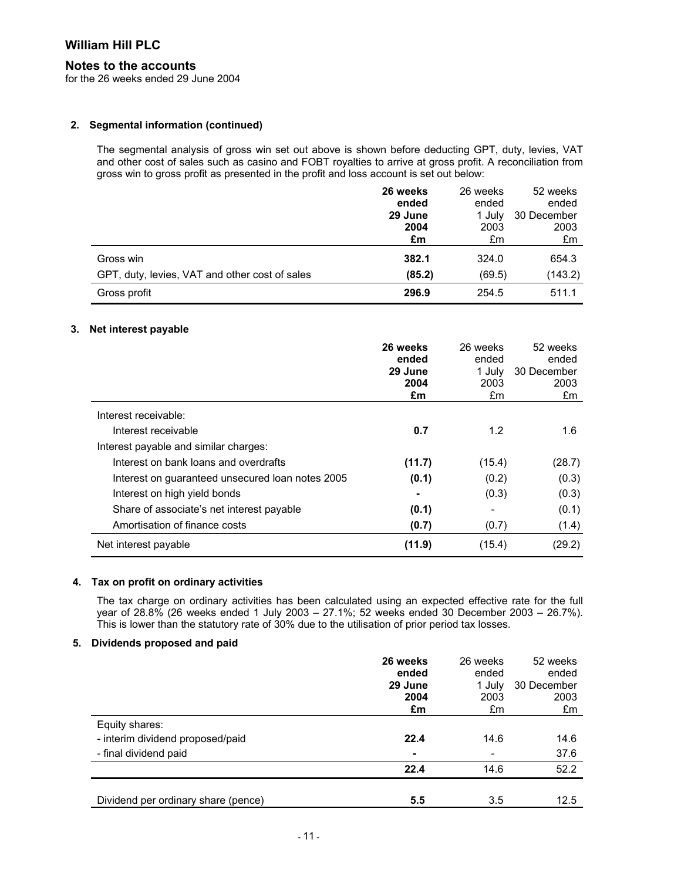# William Hill PLC

## Notes to the accounts

for the 26 weeks ended 29 June 2004

### 2. Segmental information (continued)

The segmental analysis of gross win set out above is shown before deducting GPT, duty, levies, VAT and other cost of sales such as casino and FOBT royalties to arrive at gross profit. A reconciliation from gross win to gross profit as presented in the profit and loss account is set out below:

| | **26 weeks ended 29 June 2004 £m** | 26 weeks ended 1 July 2003 £m | 52 weeks ended 30 December 2003 £m |
|---|---|---|---|
| Gross win | **382.1** | 324.0 | 654.3 |
| GPT, duty, levies, VAT and other cost of sales | **(85.2)** | (69.5) | (143.2) |
| Gross profit | **296.9** | 254.5 | 511.1 |

### 3. Net interest payable

| | **26 weeks ended 29 June 2004 £m** | 26 weeks ended 1 July 2003 £m | 52 weeks ended 30 December 2003 £m |
|---|---|---|---|
| Interest receivable: | | | |
| Interest receivable | **0.7** | 1.2 | 1.6 |
| Interest payable and similar charges: | | | |
| Interest on bank loans and overdrafts | **(11.7)** | (15.4) | (28.7) |
| Interest on guaranteed unsecured loan notes 2005 | **(0.1)** | (0.2) | (0.3) |
| Interest on high yield bonds | **-** | (0.3) | (0.3) |
| Share of associate's net interest payable | **(0.1)** | - | (0.1) |
| Amortisation of finance costs | **(0.7)** | (0.7) | (1.4) |
| Net interest payable | **(11.9)** | (15.4) | (29.2) |

### 4. Tax on profit on ordinary activities

The tax charge on ordinary activities has been calculated using an expected effective rate for the full year of 28.8% (26 weeks ended 1 July 2003 – 27.1%; 52 weeks ended 30 December 2003 – 26.7%). This is lower than the statutory rate of 30% due to the utilisation of prior period tax losses.

### 5. Dividends proposed and paid

| | **26 weeks ended 29 June 2004 £m** | 26 weeks ended 1 July 2003 £m | 52 weeks ended 30 December 2003 £m |
|---|---|---|---|
| Equity shares: | | | |
| - interim dividend proposed/paid | **22.4** | 14.6 | 14.6 |
| - final dividend paid | **-** | - | 37.6 |
| | **22.4** | 14.6 | 52.2 |
| Dividend per ordinary share (pence) | **5.5** | 3.5 | 12.5 |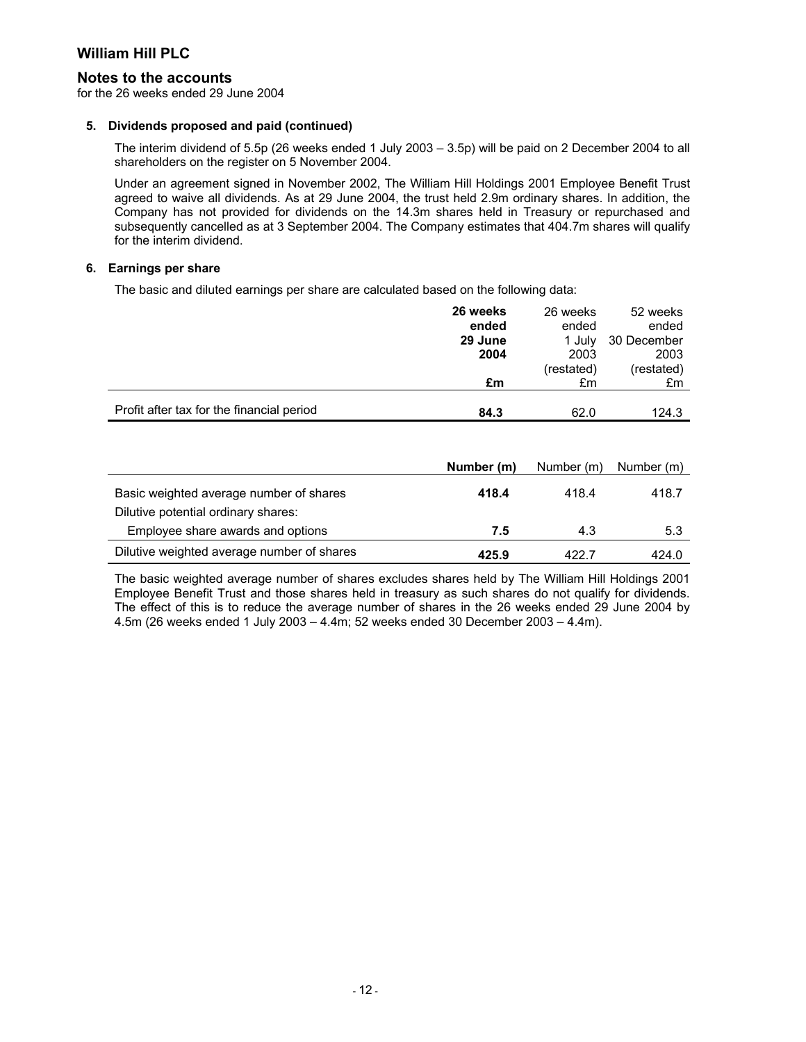# William Hill PLC

## Notes to the accounts

for the 26 weeks ended 29 June 2004

### 5. Dividends proposed and paid (continued)

The interim dividend of 5.5p (26 weeks ended 1 July 2003 – 3.5p) will be paid on 2 December 2004 to all shareholders on the register on 5 November 2004.

Under an agreement signed in November 2002, The William Hill Holdings 2001 Employee Benefit Trust agreed to waive all dividends. As at 29 June 2004, the trust held 2.9m ordinary shares. In addition, the Company has not provided for dividends on the 14.3m shares held in Treasury or repurchased and subsequently cancelled as at 3 September 2004. The Company estimates that 404.7m shares will qualify for the interim dividend.

### 6. Earnings per share

The basic and diluted earnings per share are calculated based on the following data:

| | **26 weeks ended 29 June 2004** | 26 weeks ended 1 July 2003 (restated) | 52 weeks ended 30 December 2003 (restated) |
|---|---|---|---|
| | **£m** | £m | £m |
| Profit after tax for the financial period | **84.3** | 62.0 | 124.3 |

| | **Number (m)** | Number (m) | Number (m) |
|---|---|---|---|
| Basic weighted average number of shares | **418.4** | 418.4 | 418.7 |
| Dilutive potential ordinary shares: | | | |
| Employee share awards and options | **7.5** | 4.3 | 5.3 |
| Dilutive weighted average number of shares | **425.9** | 422.7 | 424.0 |

The basic weighted average number of shares excludes shares held by The William Hill Holdings 2001 Employee Benefit Trust and those shares held in treasury as such shares do not qualify for dividends. The effect of this is to reduce the average number of shares in the 26 weeks ended 29 June 2004 by 4.5m (26 weeks ended 1 July 2003 – 4.4m; 52 weeks ended 30 December 2003 – 4.4m).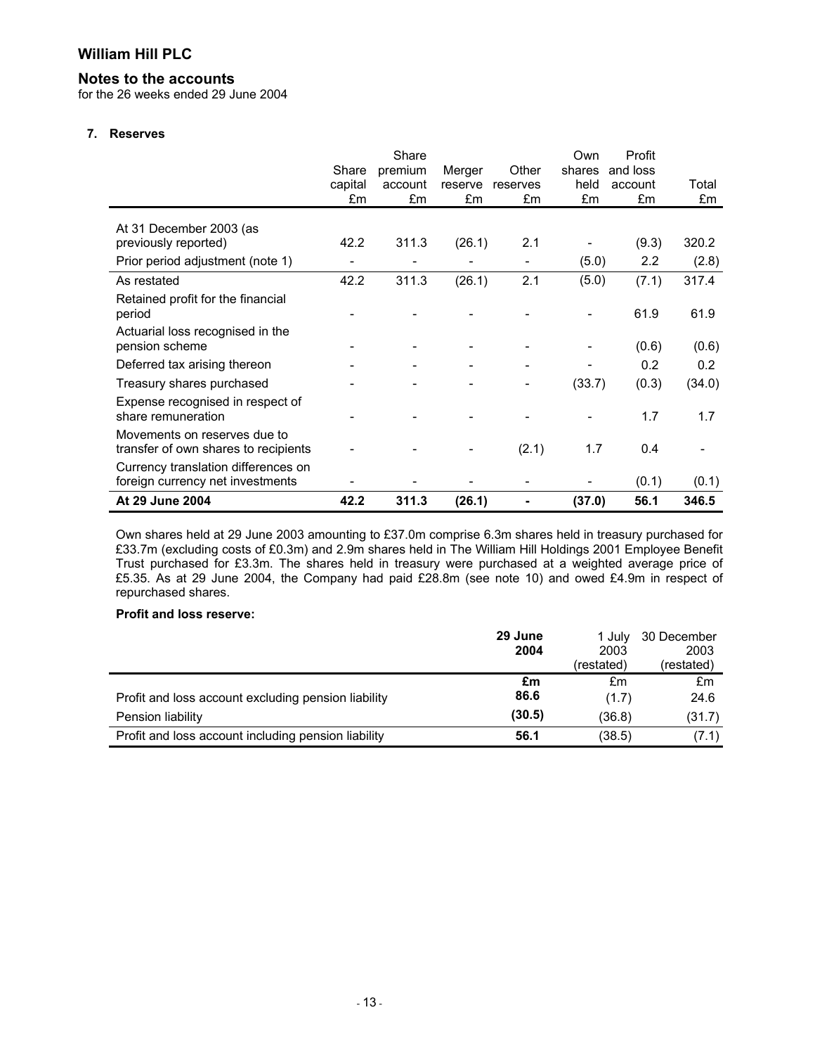# William Hill PLC

## Notes to the accounts

for the 26 weeks ended 29 June 2004

### 7. Reserves

| | Share capital £m | Share premium account £m | Merger reserve £m | Other reserves £m | Own shares held £m | Profit and loss account £m | Total £m |
|---|---|---|---|---|---|---|---|
| At 31 December 2003 (as previously reported) | 42.2 | 311.3 | (26.1) | 2.1 | - | (9.3) | 320.2 |
| Prior period adjustment (note 1) | - | - | - | - | (5.0) | 2.2 | (2.8) |
| As restated | 42.2 | 311.3 | (26.1) | 2.1 | (5.0) | (7.1) | 317.4 |
| Retained profit for the financial period | - | - | - | - | - | 61.9 | 61.9 |
| Actuarial loss recognised in the pension scheme | - | - | - | - | - | (0.6) | (0.6) |
| Deferred tax arising thereon | - | - | - | - | - | 0.2 | 0.2 |
| Treasury shares purchased | - | - | - | - | (33.7) | (0.3) | (34.0) |
| Expense recognised in respect of share remuneration | - | - | - | - | - | 1.7 | 1.7 |
| Movements on reserves due to transfer of own shares to recipients | - | - | - | (2.1) | 1.7 | 0.4 | - |
| Currency translation differences on foreign currency net investments | - | - | - | - | - | (0.1) | (0.1) |
| **At 29 June 2004** | **42.2** | **311.3** | **(26.1)** | **-** | **(37.0)** | **56.1** | **346.5** |

Own shares held at 29 June 2003 amounting to £37.0m comprise 6.3m shares held in treasury purchased for £33.7m (excluding costs of £0.3m) and 2.9m shares held in The William Hill Holdings 2001 Employee Benefit Trust purchased for £3.3m. The shares held in treasury were purchased at a weighted average price of £5.35. As at 29 June 2004, the Company had paid £28.8m (see note 10) and owed £4.9m in respect of repurchased shares.

**Profit and loss reserve:**

| | 29 June 2004 | 1 July 2003 (restated) | 30 December 2003 (restated) |
|---|---|---|---|
| | **£m** | £m | £m |
| Profit and loss account excluding pension liability | **86.6** | (1.7) | 24.6 |
| Pension liability | **(30.5)** | (36.8) | (31.7) |
| Profit and loss account including pension liability | **56.1** | (38.5) | (7.1) |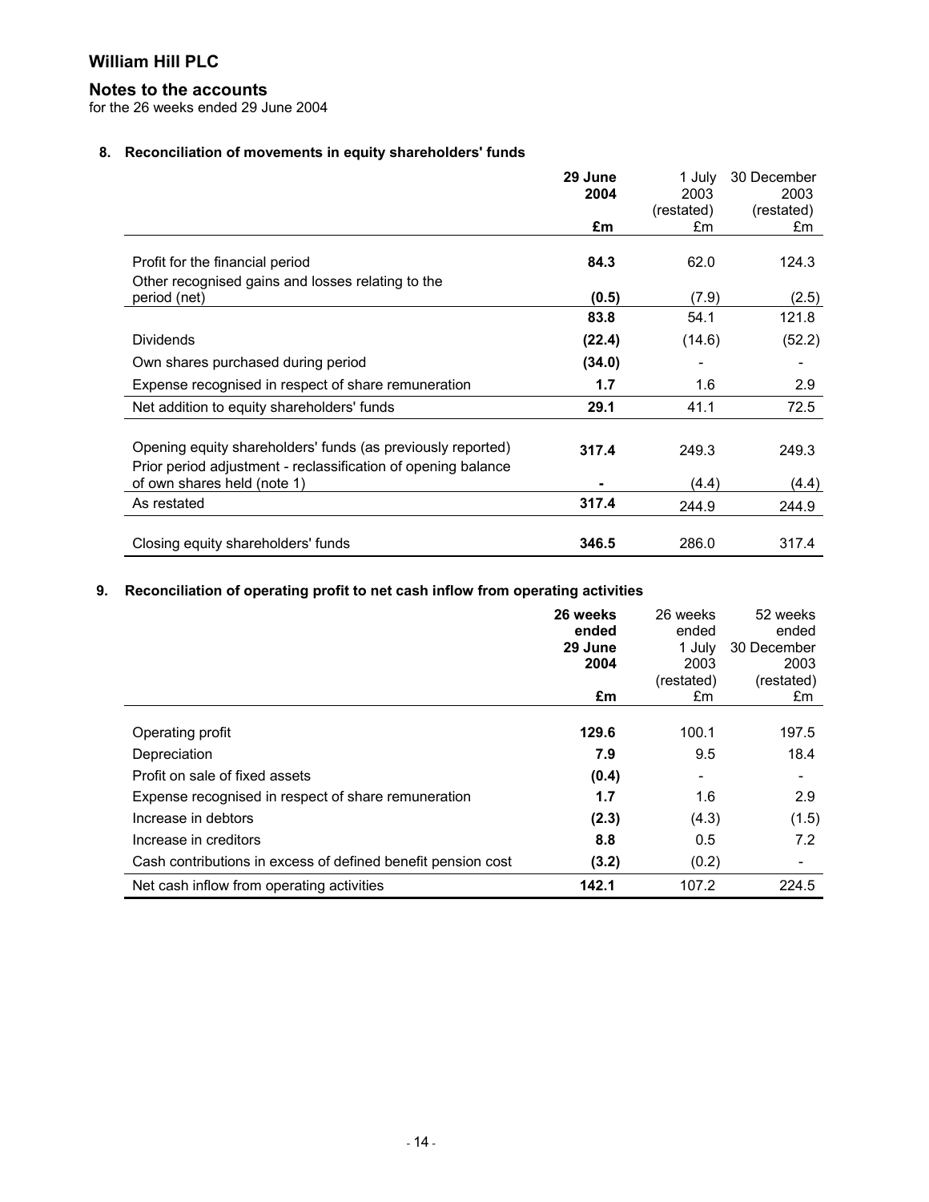# William Hill PLC

## Notes to the accounts

for the 26 weeks ended 29 June 2004

### 8. Reconciliation of movements in equity shareholders' funds

| | **29 June 2004** | 1 July 2003 (restated) | 30 December 2003 (restated) |
|---|---|---|---|
| | **£m** | £m | £m |
| Profit for the financial period | **84.3** | 62.0 | 124.3 |
| Other recognised gains and losses relating to the period (net) | **(0.5)** | (7.9) | (2.5) |
| | **83.8** | 54.1 | 121.8 |
| Dividends | **(22.4)** | (14.6) | (52.2) |
| Own shares purchased during period | **(34.0)** | - | - |
| Expense recognised in respect of share remuneration | **1.7** | 1.6 | 2.9 |
| Net addition to equity shareholders' funds | **29.1** | 41.1 | 72.5 |
| Opening equity shareholders' funds (as previously reported) | **317.4** | 249.3 | 249.3 |
| Prior period adjustment - reclassification of opening balance of own shares held (note 1) | **-** | (4.4) | (4.4) |
| As restated | **317.4** | 244.9 | 244.9 |
| Closing equity shareholders' funds | **346.5** | 286.0 | 317.4 |

### 9. Reconciliation of operating profit to net cash inflow from operating activities

| | **26 weeks ended 29 June 2004** | 26 weeks ended 1 July 2003 (restated) | 52 weeks ended 30 December 2003 (restated) |
|---|---|---|---|
| | **£m** | £m | £m |
| Operating profit | **129.6** | 100.1 | 197.5 |
| Depreciation | **7.9** | 9.5 | 18.4 |
| Profit on sale of fixed assets | **(0.4)** | - | - |
| Expense recognised in respect of share remuneration | **1.7** | 1.6 | 2.9 |
| Increase in debtors | **(2.3)** | (4.3) | (1.5) |
| Increase in creditors | **8.8** | 0.5 | 7.2 |
| Cash contributions in excess of defined benefit pension cost | **(3.2)** | (0.2) | - |
| Net cash inflow from operating activities | **142.1** | 107.2 | 224.5 |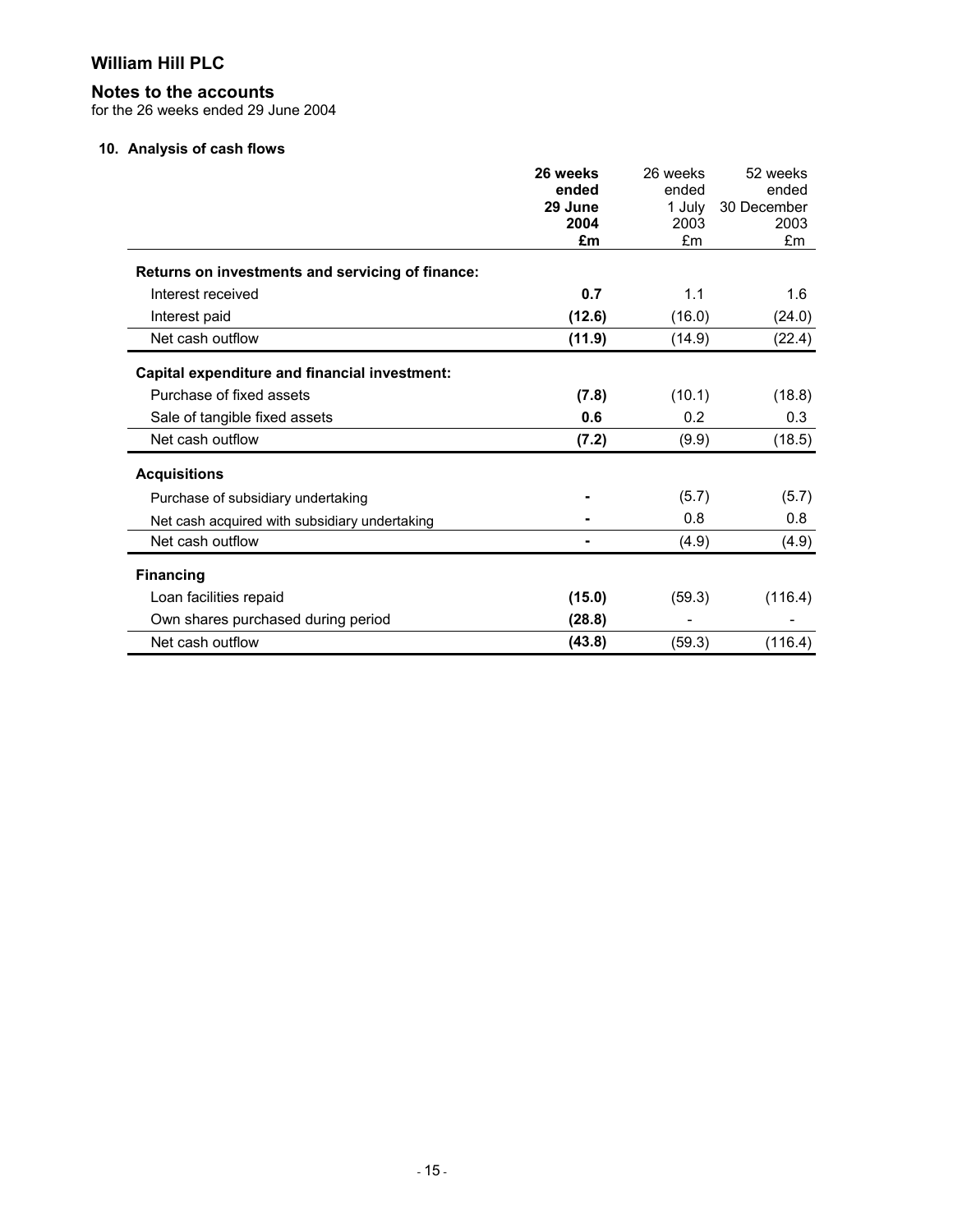# William Hill PLC

## Notes to the accounts

for the 26 weeks ended 29 June 2004

### 10. Analysis of cash flows

| | **26 weeks ended 29 June 2004 £m** | 26 weeks ended 1 July 2003 £m | 52 weeks ended 30 December 2003 £m |
|---|---|---|---|
| **Returns on investments and servicing of finance:** | | | |
| Interest received | **0.7** | 1.1 | 1.6 |
| Interest paid | **(12.6)** | (16.0) | (24.0) |
| Net cash outflow | **(11.9)** | (14.9) | (22.4) |
| **Capital expenditure and financial investment:** | | | |
| Purchase of fixed assets | **(7.8)** | (10.1) | (18.8) |
| Sale of tangible fixed assets | **0.6** | 0.2 | 0.3 |
| Net cash outflow | **(7.2)** | (9.9) | (18.5) |
| **Acquisitions** | | | |
| Purchase of subsidiary undertaking | **-** | (5.7) | (5.7) |
| Net cash acquired with subsidiary undertaking | **-** | 0.8 | 0.8 |
| Net cash outflow | **-** | (4.9) | (4.9) |
| **Financing** | | | |
| Loan facilities repaid | **(15.0)** | (59.3) | (116.4) |
| Own shares purchased during period | **(28.8)** | - | - |
| Net cash outflow | **(43.8)** | (59.3) | (116.4) |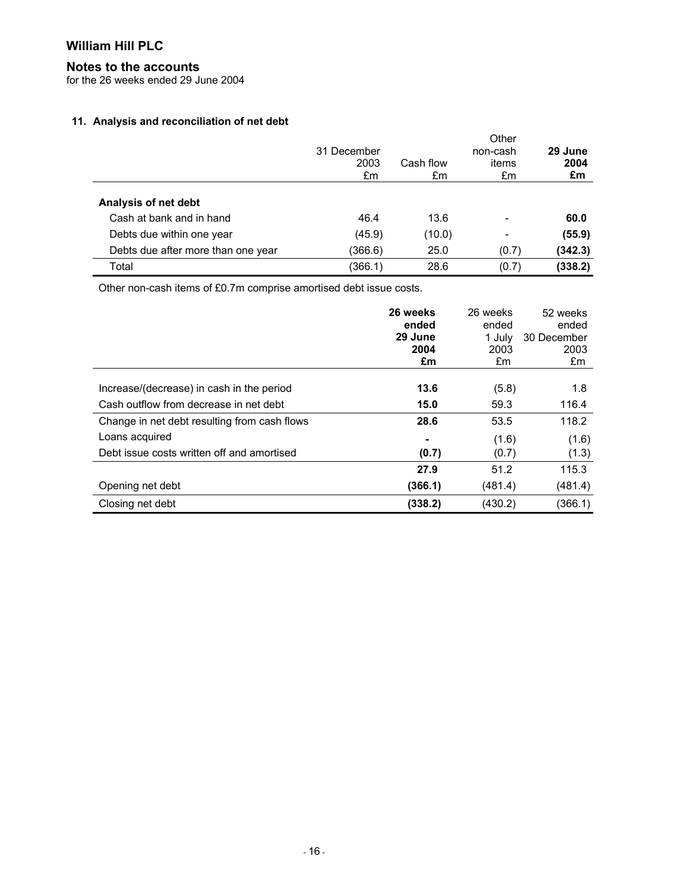# William Hill PLC

## Notes to the accounts

for the 26 weeks ended 29 June 2004

### 11. Analysis and reconciliation of net debt

| | 31 December 2003 £m | Cash flow £m | Other non-cash items £m | **29 June 2004 £m** |
|---|---|---|---|---|
| **Analysis of net debt** | | | | |
| Cash at bank and in hand | 46.4 | 13.6 | - | **60.0** |
| Debts due within one year | (45.9) | (10.0) | - | **(55.9)** |
| Debts due after more than one year | (366.6) | 25.0 | (0.7) | **(342.3)** |
| Total | (366.1) | 28.6 | (0.7) | **(338.2)** |

Other non-cash items of £0.7m comprise amortised debt issue costs.

| | **26 weeks ended 29 June 2004 £m** | 26 weeks ended 1 July 2003 £m | 52 weeks ended 30 December 2003 £m |
|---|---|---|---|
| Increase/(decrease) in cash in the period | **13.6** | (5.8) | 1.8 |
| Cash outflow from decrease in net debt | **15.0** | 59.3 | 116.4 |
| Change in net debt resulting from cash flows | **28.6** | 53.5 | 118.2 |
| Loans acquired | **-** | (1.6) | (1.6) |
| Debt issue costs written off and amortised | **(0.7)** | (0.7) | (1.3) |
| | **27.9** | 51.2 | 115.3 |
| Opening net debt | **(366.1)** | (481.4) | (481.4) |
| Closing net debt | **(338.2)** | (430.2) | (366.1) |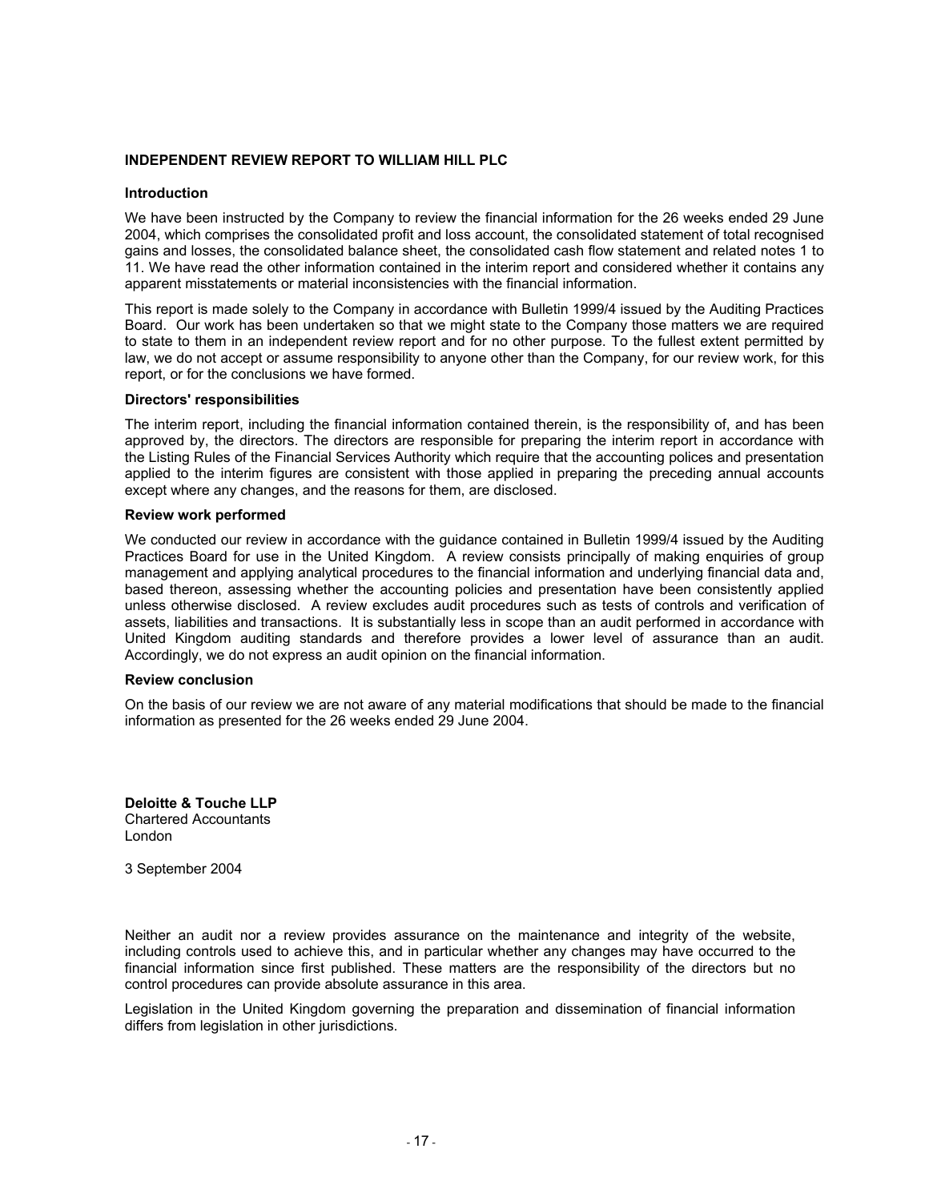## INDEPENDENT REVIEW REPORT TO WILLIAM HILL PLC

### Introduction

We have been instructed by the Company to review the financial information for the 26 weeks ended 29 June 2004, which comprises the consolidated profit and loss account, the consolidated statement of total recognised gains and losses, the consolidated balance sheet, the consolidated cash flow statement and related notes 1 to 11. We have read the other information contained in the interim report and considered whether it contains any apparent misstatements or material inconsistencies with the financial information.

This report is made solely to the Company in accordance with Bulletin 1999/4 issued by the Auditing Practices Board. Our work has been undertaken so that we might state to the Company those matters we are required to state to them in an independent review report and for no other purpose. To the fullest extent permitted by law, we do not accept or assume responsibility to anyone other than the Company, for our review work, for this report, or for the conclusions we have formed.

### Directors' responsibilities

The interim report, including the financial information contained therein, is the responsibility of, and has been approved by, the directors. The directors are responsible for preparing the interim report in accordance with the Listing Rules of the Financial Services Authority which require that the accounting polices and presentation applied to the interim figures are consistent with those applied in preparing the preceding annual accounts except where any changes, and the reasons for them, are disclosed.

### Review work performed

We conducted our review in accordance with the guidance contained in Bulletin 1999/4 issued by the Auditing Practices Board for use in the United Kingdom. A review consists principally of making enquiries of group management and applying analytical procedures to the financial information and underlying financial data and, based thereon, assessing whether the accounting policies and presentation have been consistently applied unless otherwise disclosed. A review excludes audit procedures such as tests of controls and verification of assets, liabilities and transactions. It is substantially less in scope than an audit performed in accordance with United Kingdom auditing standards and therefore provides a lower level of assurance than an audit. Accordingly, we do not express an audit opinion on the financial information.

### Review conclusion

On the basis of our review we are not aware of any material modifications that should be made to the financial information as presented for the 26 weeks ended 29 June 2004.

**Deloitte & Touche LLP**
Chartered Accountants
London

3 September 2004

Neither an audit nor a review provides assurance on the maintenance and integrity of the website, including controls used to achieve this, and in particular whether any changes may have occurred to the financial information since first published. These matters are the responsibility of the directors but no control procedures can provide absolute assurance in this area.

Legislation in the United Kingdom governing the preparation and dissemination of financial information differs from legislation in other jurisdictions.